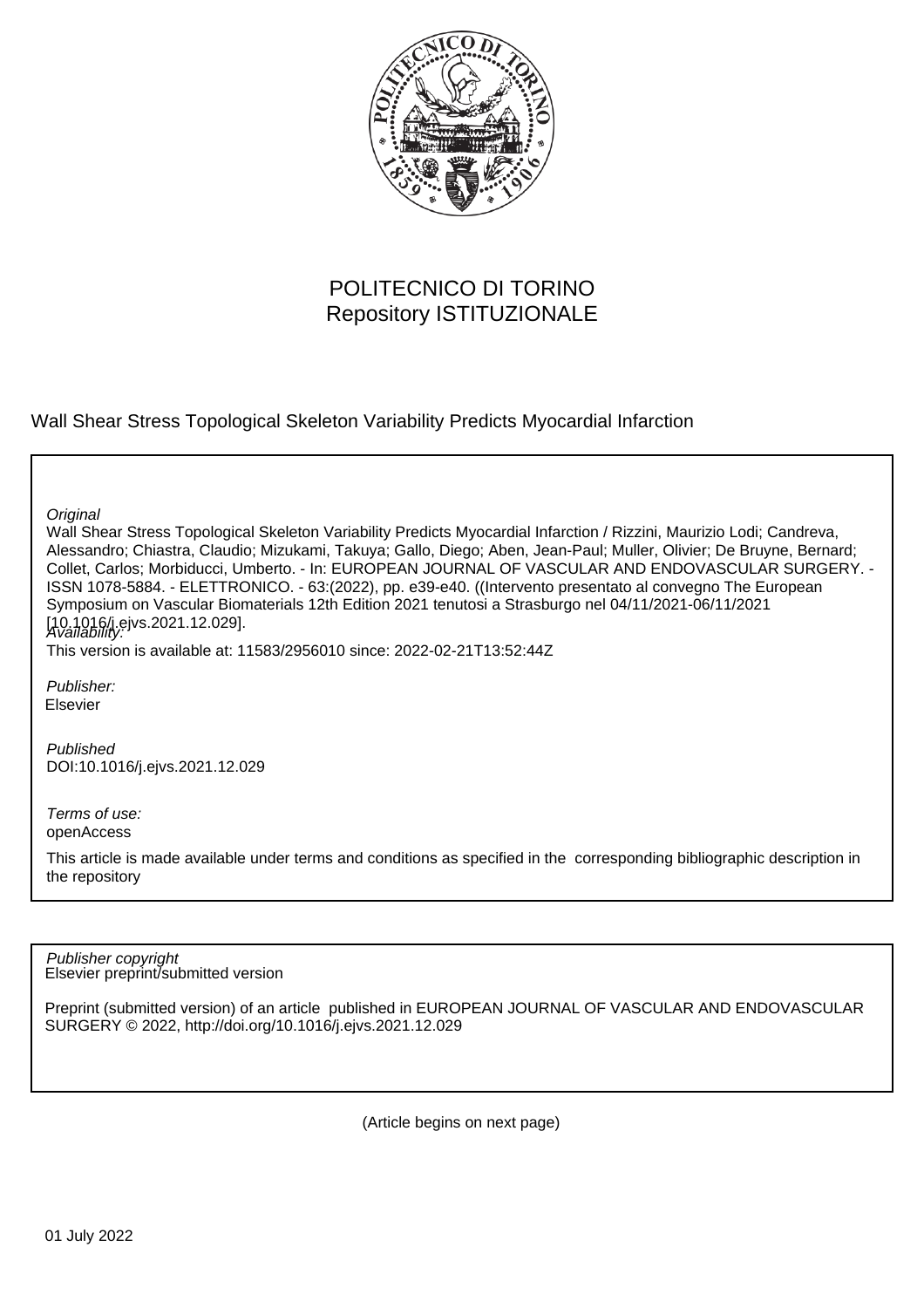POLITECNICO DI TORINO
Repository ISTITUZIONALE

Wall Shear Stress Topological Skeleton Variability Predicts Myocardial Infarction

*Original*

Wall Shear Stress Topological Skeleton Variability Predicts Myocardial Infarction / Rizzini, Maurizio Lodi; Candreva, Alessandro; Chiastra, Claudio; Mizukami, Takuya; Gallo, Diego; Aben, Jean-Paul; Muller, Olivier; De Bruyne, Bernard; Collet, Carlos; Morbiducci, Umberto. - In: EUROPEAN JOURNAL OF VASCULAR AND ENDOVASCULAR SURGERY. - ISSN 1078-5884. - ELETTRONICO. - 63:(2022), pp. e39-e40. ((Intervento presentato al convegno The European Symposium on Vascular Biomaterials 12th Edition 2021 tenutosi a Strasburgo nel 04/11/2021-06/11/2021 [10.1016/j.ejvs.2021.12.029].

*Availability:*

This version is available at: 11583/2956010 since: 2022-02-21T13:52:44Z

*Publisher:*

Elsevier

*Published*

DOI:10.1016/j.ejvs.2021.12.029

*Terms of use:*

openAccess

This article is made available under terms and conditions as specified in the corresponding bibliographic description in the repository

*Publisher copyright*

Elsevier preprint/submitted version

Preprint (submitted version) of an article published in EUROPEAN JOURNAL OF VASCULAR AND ENDOVASCULAR SURGERY © 2022, http://doi.org/10.1016/j.ejvs.2021.12.029

(Article begins on next page)

01 July 2022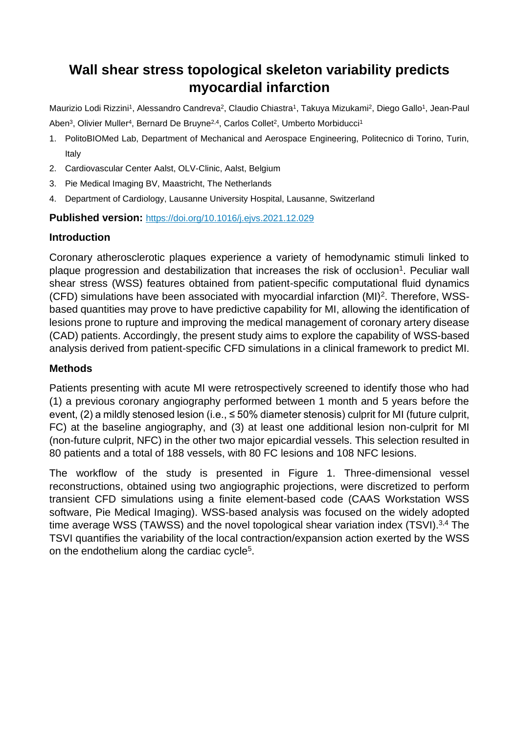# Wall shear stress topological skeleton variability predicts myocardial infarction

Maurizio Lodi Rizzini[1], Alessandro Candreva[2], Claudio Chiastra[1], Takuya Mizukami[2], Diego Gallo[1], Jean-Paul Aben[3], Olivier Muller[4], Bernard De Bruyne[2,4], Carlos Collet[2], Umberto Morbiducci[1]

1. PolitoBIOMed Lab, Department of Mechanical and Aerospace Engineering, Politecnico di Torino, Turin, Italy
2. Cardiovascular Center Aalst, OLV-Clinic, Aalst, Belgium
3. Pie Medical Imaging BV, Maastricht, The Netherlands
4. Department of Cardiology, Lausanne University Hospital, Lausanne, Switzerland

**Published version:** https://doi.org/10.1016/j.ejvs.2021.12.029

## Introduction

Coronary atherosclerotic plaques experience a variety of hemodynamic stimuli linked to plaque progression and destabilization that increases the risk of occlusion[1]. Peculiar wall shear stress (WSS) features obtained from patient-specific computational fluid dynamics (CFD) simulations have been associated with myocardial infarction (MI)[2]. Therefore, WSS-based quantities may prove to have predictive capability for MI, allowing the identification of lesions prone to rupture and improving the medical management of coronary artery disease (CAD) patients. Accordingly, the present study aims to explore the capability of WSS-based analysis derived from patient-specific CFD simulations in a clinical framework to predict MI.

## Methods

Patients presenting with acute MI were retrospectively screened to identify those who had (1) a previous coronary angiography performed between 1 month and 5 years before the event, (2) a mildly stenosed lesion (i.e., ≤ 50% diameter stenosis) culprit for MI (future culprit, FC) at the baseline angiography, and (3) at least one additional lesion non-culprit for MI (non-future culprit, NFC) in the other two major epicardial vessels. This selection resulted in 80 patients and a total of 188 vessels, with 80 FC lesions and 108 NFC lesions.

The workflow of the study is presented in Figure 1. Three-dimensional vessel reconstructions, obtained using two angiographic projections, were discretized to perform transient CFD simulations using a finite element-based code (CAAS Workstation WSS software, Pie Medical Imaging). WSS-based analysis was focused on the widely adopted time average WSS (TAWSS) and the novel topological shear variation index (TSVI).[3,4] The TSVI quantifies the variability of the local contraction/expansion action exerted by the WSS on the endothelium along the cardiac cycle[5].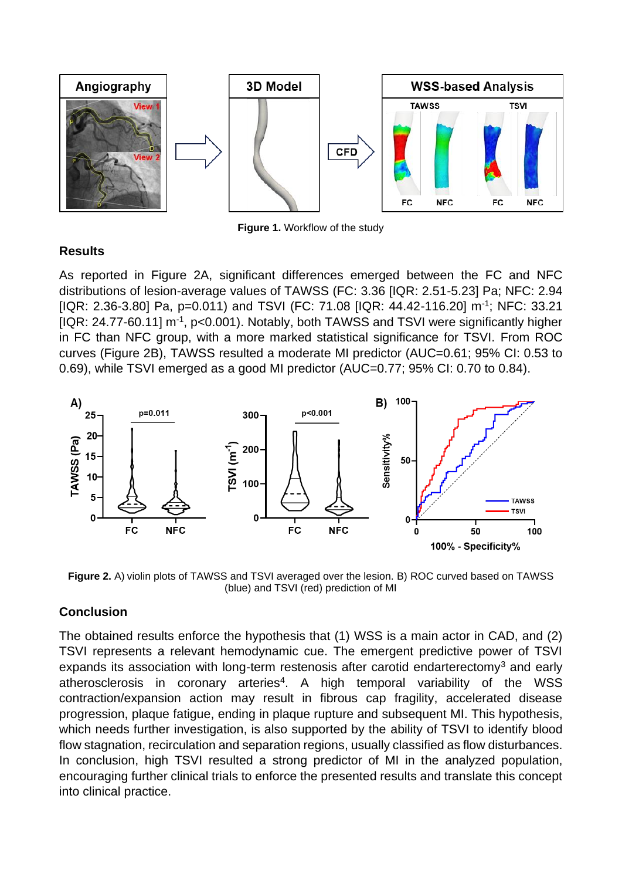**Figure 1.** Workflow of the study

## Results

As reported in Figure 2A, significant differences emerged between the FC and NFC distributions of lesion-average values of TAWSS (FC: 3.36 [IQR: 2.51-5.23] Pa; NFC: 2.94 [IQR: 2.36-3.80] Pa, p=0.011) and TSVI (FC: 71.08 [IQR: 44.42-116.20] $m^{-1}$; NFC: 33.21 [IQR: 24.77-60.11] $m^{-1}$, p<0.001). Notably, both TAWSS and TSVI were significantly higher in FC than NFC group, with a more marked statistical significance for TSVI. From ROC curves (Figure 2B), TAWSS resulted a moderate MI predictor (AUC=0.61; 95% CI: 0.53 to 0.69), while TSVI emerged as a good MI predictor (AUC=0.77; 95% CI: 0.70 to 0.84).

**Figure 2.** A) violin plots of TAWSS and TSVI averaged over the lesion. B) ROC curved based on TAWSS (blue) and TSVI (red) prediction of MI

## Conclusion

The obtained results enforce the hypothesis that (1) WSS is a main actor in CAD, and (2) TSVI represents a relevant hemodynamic cue. The emergent predictive power of TSVI expands its association with long-term restenosis after carotid endarterectomy[3] and early atherosclerosis in coronary arteries[4]. A high temporal variability of the WSS contraction/expansion action may result in fibrous cap fragility, accelerated disease progression, plaque fatigue, ending in plaque rupture and subsequent MI. This hypothesis, which needs further investigation, is also supported by the ability of TSVI to identify blood flow stagnation, recirculation and separation regions, usually classified as flow disturbances. In conclusion, high TSVI resulted a strong predictor of MI in the analyzed population, encouraging further clinical trials to enforce the presented results and translate this concept into clinical practice.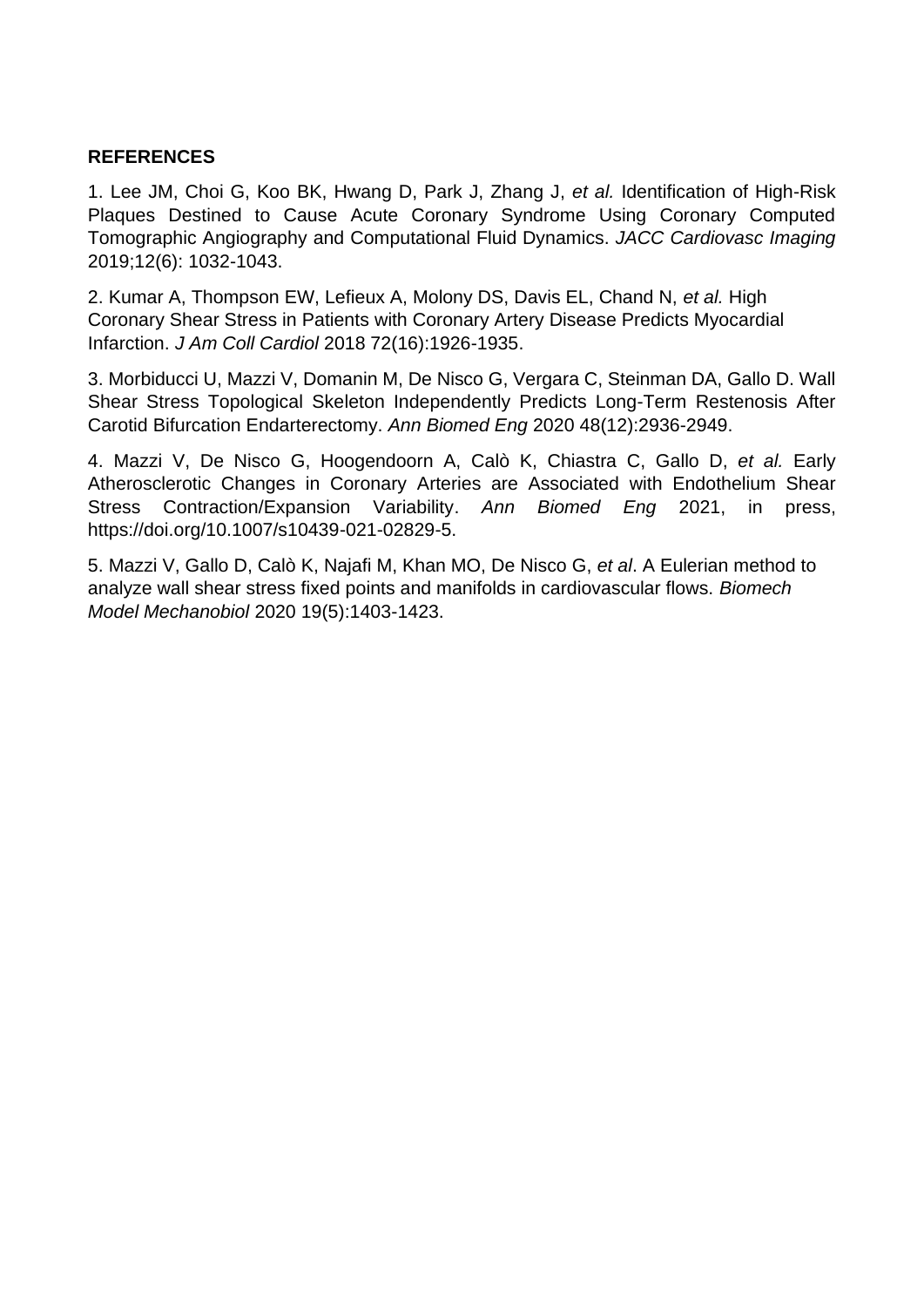**REFERENCES**

1. Lee JM, Choi G, Koo BK, Hwang D, Park J, Zhang J, *et al.* Identification of High-Risk Plaques Destined to Cause Acute Coronary Syndrome Using Coronary Computed Tomographic Angiography and Computational Fluid Dynamics. *JACC Cardiovasc Imaging* 2019;12(6): 1032-1043.

2. Kumar A, Thompson EW, Lefieux A, Molony DS, Davis EL, Chand N, *et al.* High Coronary Shear Stress in Patients with Coronary Artery Disease Predicts Myocardial Infarction. *J Am Coll Cardiol* 2018 72(16):1926-1935.

3. Morbiducci U, Mazzi V, Domanin M, De Nisco G, Vergara C, Steinman DA, Gallo D. Wall Shear Stress Topological Skeleton Independently Predicts Long-Term Restenosis After Carotid Bifurcation Endarterectomy. *Ann Biomed Eng* 2020 48(12):2936-2949.

4. Mazzi V, De Nisco G, Hoogendoorn A, Calò K, Chiastra C, Gallo D, *et al.* Early Atherosclerotic Changes in Coronary Arteries are Associated with Endothelium Shear Stress Contraction/Expansion Variability. *Ann Biomed Eng* 2021, in press, https://doi.org/10.1007/s10439-021-02829-5.

5. Mazzi V, Gallo D, Calò K, Najafi M, Khan MO, De Nisco G, *et al*. A Eulerian method to analyze wall shear stress fixed points and manifolds in cardiovascular flows. *Biomech Model Mechanobiol* 2020 19(5):1403-1423.